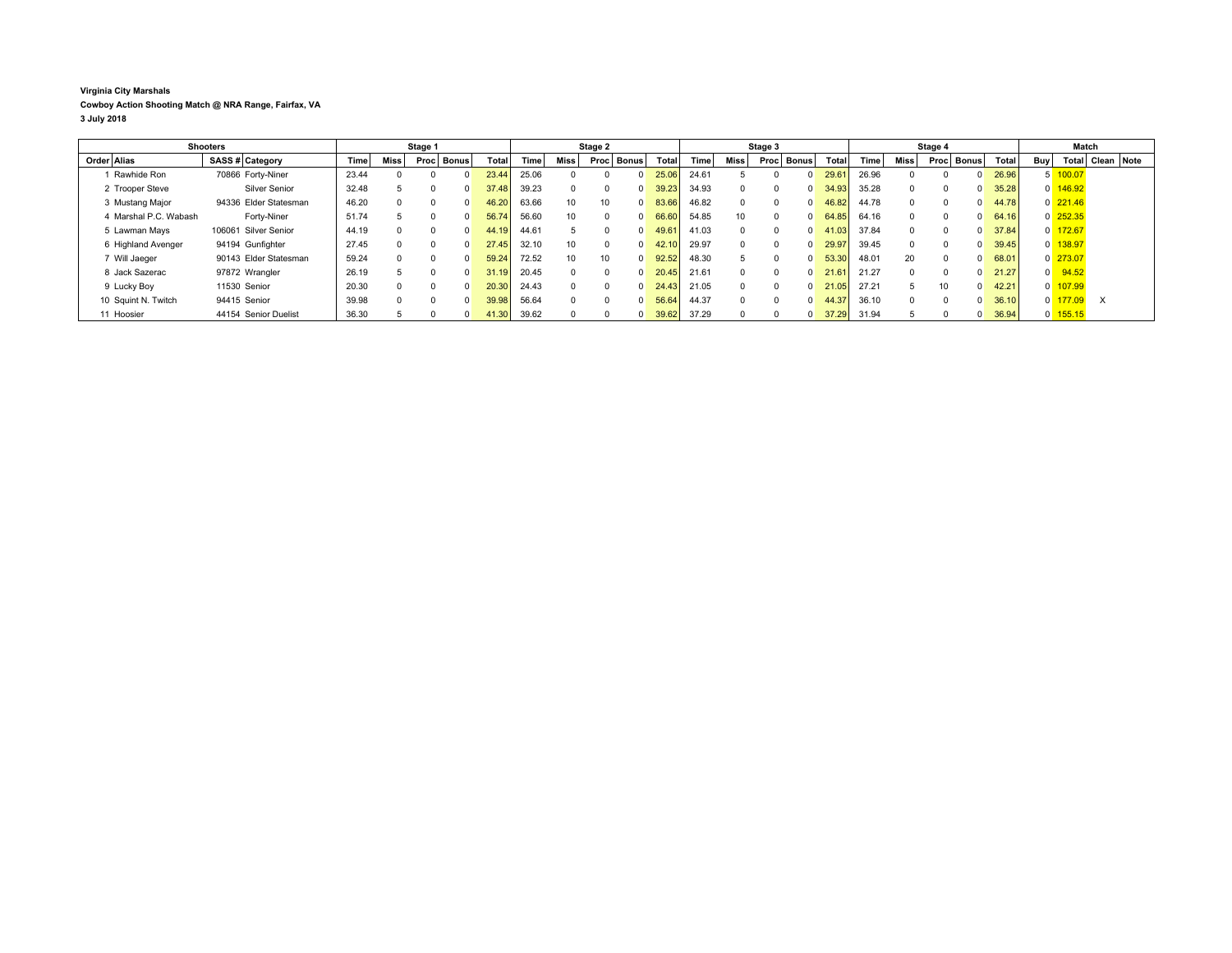**Virginia City Marshals**

**Cowboy Action Shooting Match @ NRA Range, Fairfax, VA**

**3 July 2018**

| Shooters | | | | Stage 1 | | | | | Stage 2 | | | | | Stage 3 | | | | | Stage 4 | | | | | Match | | | |
|---|---|---|---|---|---|---|---|---|---|---|---|---|---|---|---|---|---|---|---|---|---|---|---|---|---|---|---|
| Order | Alias | SASS # | Category | Time | Miss | Proc | Bonus | Total | Time | Miss | Proc | Bonus | Total | Time | Miss | Proc | Bonus | Total | Time | Miss | Proc | Bonus | Total | Buy | Total | Clean | Note |
| 1 | Rawhide Ron | 70866 | Forty-Niner | 23.44 | 0 | 0 | 0 | 23.44 | 25.06 | 0 | 0 | 0 | 25.06 | 24.61 | 5 | 0 | 0 | 29.61 | 26.96 | 0 | 0 | 0 | 26.96 | 5 | 100.07 | | |
| 2 | Trooper Steve | | Silver Senior | 32.48 | 5 | 0 | 0 | 37.48 | 39.23 | 0 | 0 | 0 | 39.23 | 34.93 | 0 | 0 | 0 | 34.93 | 35.28 | 0 | 0 | 0 | 35.28 | 0 | 146.92 | | |
| 3 | Mustang Major | 94336 | Elder Statesman | 46.20 | 0 | 0 | 0 | 46.20 | 63.66 | 10 | 10 | 0 | 83.66 | 46.82 | 0 | 0 | 0 | 46.82 | 44.78 | 0 | 0 | 0 | 44.78 | 0 | 221.46 | | |
| 4 | Marshal P.C. Wabash | | Forty-Niner | 51.74 | 5 | 0 | 0 | 56.74 | 56.60 | 10 | 0 | 0 | 66.60 | 54.85 | 10 | 0 | 0 | 64.85 | 64.16 | 0 | 0 | 0 | 64.16 | 0 | 252.35 | | |
| 5 | Lawman Mays | 106061 | Silver Senior | 44.19 | 0 | 0 | 0 | 44.19 | 44.61 | 5 | 0 | 0 | 49.61 | 41.03 | 0 | 0 | 0 | 41.03 | 37.84 | 0 | 0 | 0 | 37.84 | 0 | 172.67 | | |
| 6 | Highland Avenger | 94194 | Gunfighter | 27.45 | 0 | 0 | 0 | 27.45 | 32.10 | 10 | 0 | 0 | 42.10 | 29.97 | 0 | 0 | 0 | 29.97 | 39.45 | 0 | 0 | 0 | 39.45 | 0 | 138.97 | | |
| 7 | Will Jaeger | 90143 | Elder Statesman | 59.24 | 0 | 0 | 0 | 59.24 | 72.52 | 10 | 10 | 0 | 92.52 | 48.30 | 5 | 0 | 0 | 53.30 | 48.01 | 20 | 0 | 0 | 68.01 | 0 | 273.07 | | |
| 8 | Jack Sazerac | 97872 | Wrangler | 26.19 | 5 | 0 | 0 | 31.19 | 20.45 | 0 | 0 | 0 | 20.45 | 21.61 | 0 | 0 | 0 | 21.61 | 21.27 | 0 | 0 | 0 | 21.27 | 0 | 94.52 | | |
| 9 | Lucky Boy | 11530 | Senior | 20.30 | 0 | 0 | 0 | 20.30 | 24.43 | 0 | 0 | 0 | 24.43 | 21.05 | 0 | 0 | 0 | 21.05 | 27.21 | 5 | 10 | 0 | 42.21 | 0 | 107.99 | | |
| 10 | Squint N. Twitch | 94415 | Senior | 39.98 | 0 | 0 | 0 | 39.98 | 56.64 | 0 | 0 | 0 | 56.64 | 44.37 | 0 | 0 | 0 | 44.37 | 36.10 | 0 | 0 | 0 | 36.10 | 0 | 177.09 | X | |
| 11 | Hoosier | 44154 | Senior Duelist | 36.30 | 5 | 0 | 0 | 41.30 | 39.62 | 0 | 0 | 0 | 39.62 | 37.29 | 0 | 0 | 0 | 37.29 | 31.94 | 5 | 0 | 0 | 36.94 | 0 | 155.15 | | |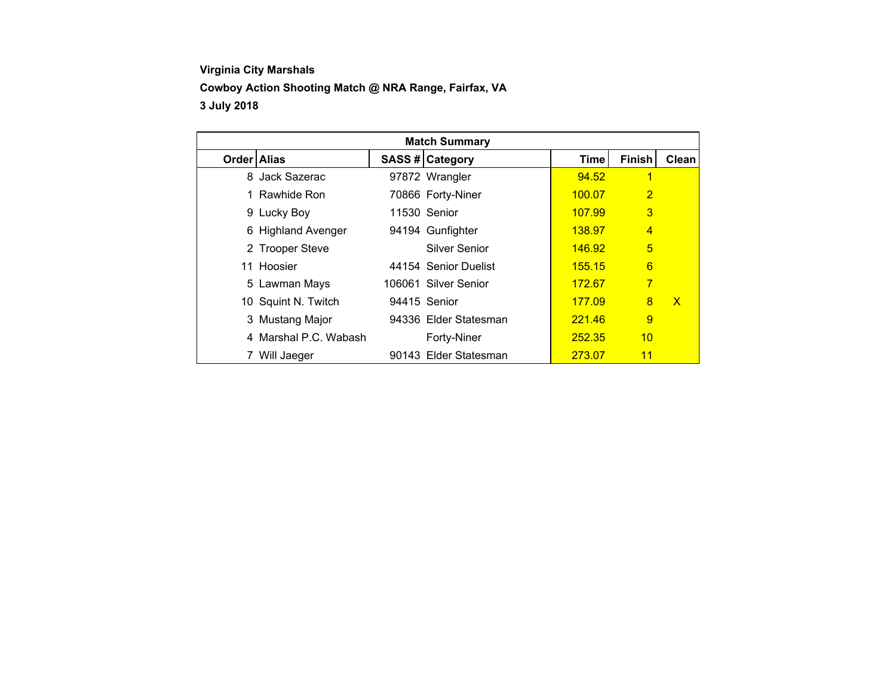**Virginia City Marshals**

**Cowboy Action Shooting Match @ NRA Range, Fairfax, VA**

**3 July 2018**

| Match Summary | | | | | | |
|---|---|---|---|---|---|---|
| **Order** | **Alias** | **SASS #** | **Category** | **Time** | **Finish** | **Clean** |
| 8 | Jack Sazerac | 97872 | Wrangler | 94.52 | 1 | |
| 1 | Rawhide Ron | 70866 | Forty-Niner | 100.07 | 2 | |
| 9 | Lucky Boy | 11530 | Senior | 107.99 | 3 | |
| 6 | Highland Avenger | 94194 | Gunfighter | 138.97 | 4 | |
| 2 | Trooper Steve | | Silver Senior | 146.92 | 5 | |
| 11 | Hoosier | 44154 | Senior Duelist | 155.15 | 6 | |
| 5 | Lawman Mays | 106061 | Silver Senior | 172.67 | 7 | |
| 10 | Squint N. Twitch | 94415 | Senior | 177.09 | 8 | X |
| 3 | Mustang Major | 94336 | Elder Statesman | 221.46 | 9 | |
| 4 | Marshal P.C. Wabash | | Forty-Niner | 252.35 | 10 | |
| 7 | Will Jaeger | 90143 | Elder Statesman | 273.07 | 11 | |